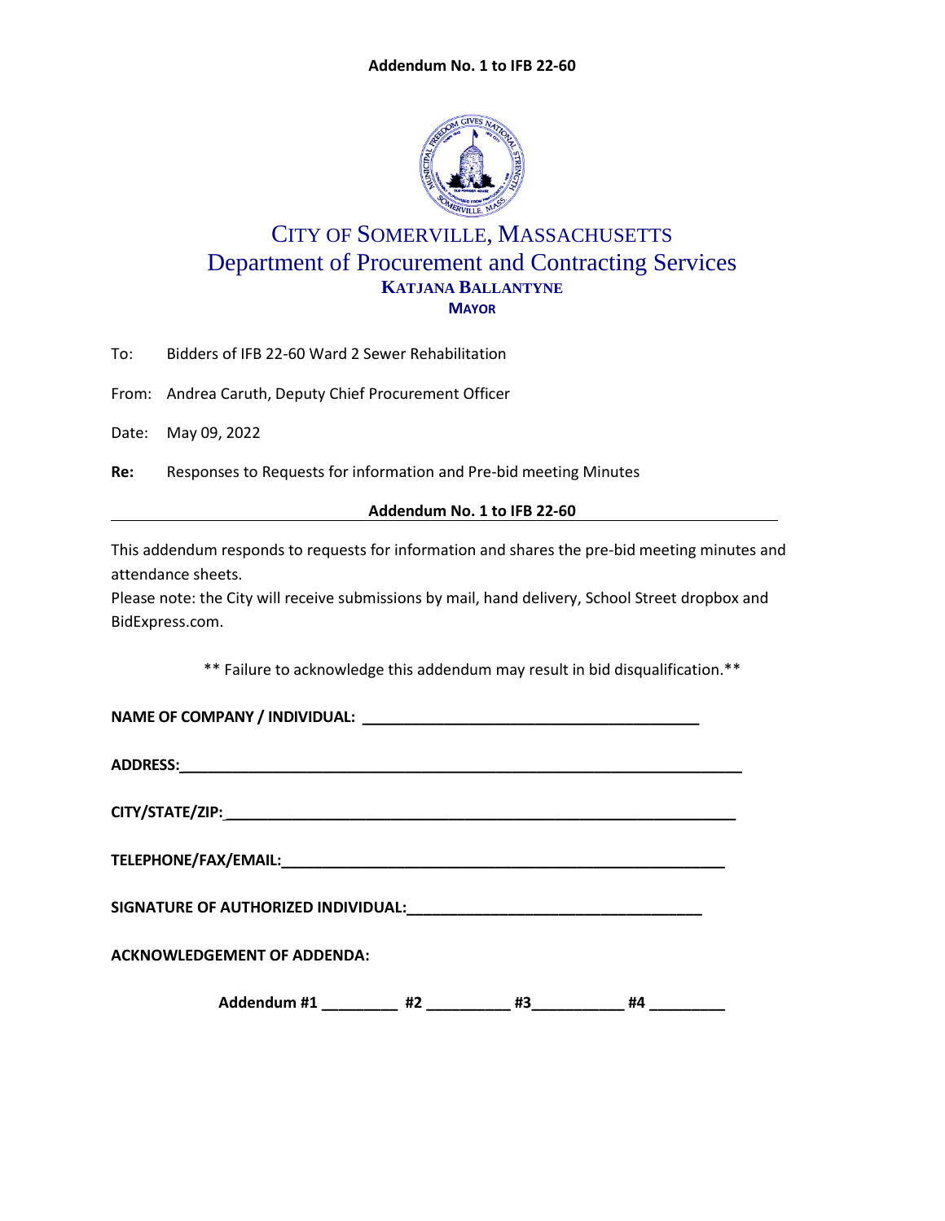**Addendum No. 1 to IFB 22-60**

# CITY OF SOMERVILLE, MASSACHUSETTS

## Department of Procurement and Contracting Services

**KATJANA BALLANTYNE**

**MAYOR**

To: Bidders of IFB 22-60 Ward 2 Sewer Rehabilitation

From: Andrea Caruth, Deputy Chief Procurement Officer

Date: May 09, 2022

**Re:** Responses to Requests for information and Pre-bid meeting Minutes

**Addendum No. 1 to IFB 22-60**

This addendum responds to requests for information and shares the pre-bid meeting minutes and attendance sheets.

Please note: the City will receive submissions by mail, hand delivery, School Street dropbox and BidExpress.com.

** Failure to acknowledge this addendum may result in bid disqualification.**

**NAME OF COMPANY / INDIVIDUAL:** ________________________________________

**ADDRESS:**______________________________________________________________________

**CITY/STATE/ZIP:**_______________________________________________________________

**TELEPHONE/FAX/EMAIL:**_______________________________________________________

**SIGNATURE OF AUTHORIZED INDIVIDUAL:**___________________________________

**ACKNOWLEDGEMENT OF ADDENDA:**

**Addendum #1** _________ **#2** __________ **#3**___________ **#4** _________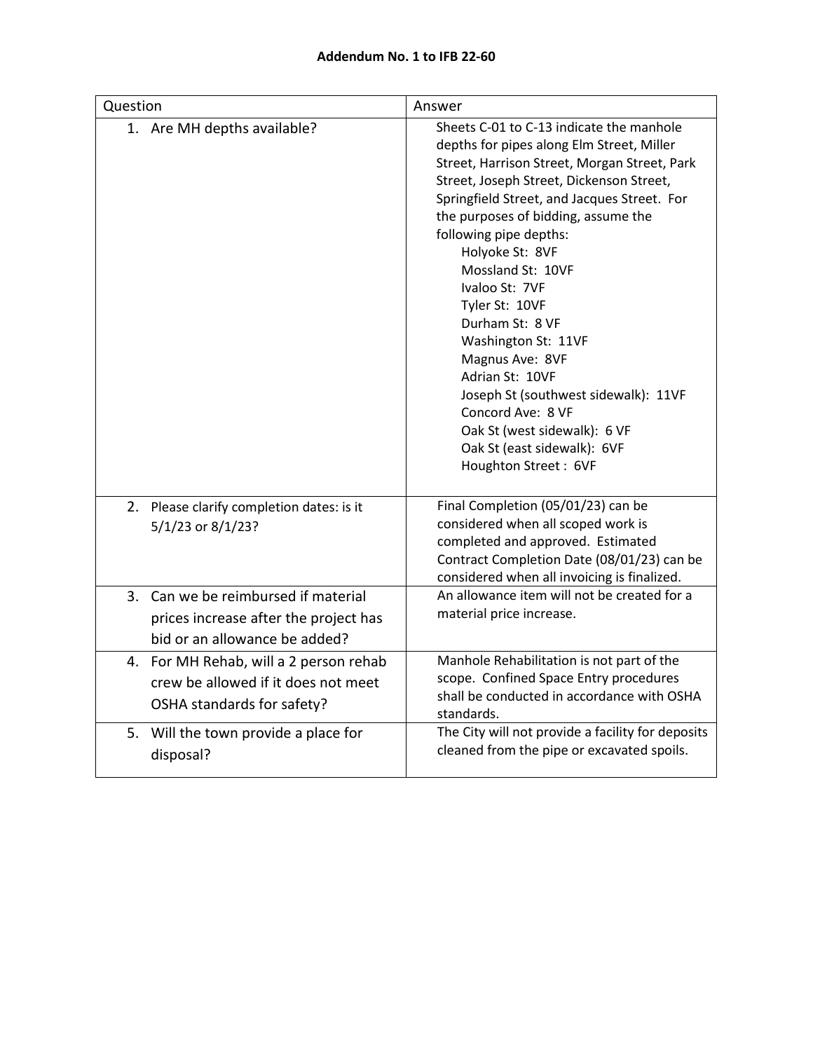**Addendum No. 1 to IFB 22-60**

| Question | Answer |
|---|---|
| 1. Are MH depths available? | Sheets C-01 to C-13 indicate the manhole depths for pipes along Elm Street, Miller Street, Harrison Street, Morgan Street, Park Street, Joseph Street, Dickenson Street, Springfield Street, and Jacques Street. For the purposes of bidding, assume the following pipe depths:<br>Holyoke St: 8VF<br>Mossland St: 10VF<br>Ivaloo St: 7VF<br>Tyler St: 10VF<br>Durham St: 8 VF<br>Washington St: 11VF<br>Magnus Ave: 8VF<br>Adrian St: 10VF<br>Joseph St (southwest sidewalk): 11VF<br>Concord Ave: 8 VF<br>Oak St (west sidewalk): 6 VF<br>Oak St (east sidewalk): 6VF<br>Houghton Street : 6VF |
| 2. Please clarify completion dates: is it 5/1/23 or 8/1/23? | Final Completion (05/01/23) can be considered when all scoped work is completed and approved. Estimated Contract Completion Date (08/01/23) can be considered when all invoicing is finalized. |
| 3. Can we be reimbursed if material prices increase after the project has bid or an allowance be added? | An allowance item will not be created for a material price increase. |
| 4. For MH Rehab, will a 2 person rehab crew be allowed if it does not meet OSHA standards for safety? | Manhole Rehabilitation is not part of the scope. Confined Space Entry procedures shall be conducted in accordance with OSHA standards. |
| 5. Will the town provide a place for disposal? | The City will not provide a facility for deposits cleaned from the pipe or excavated spoils. |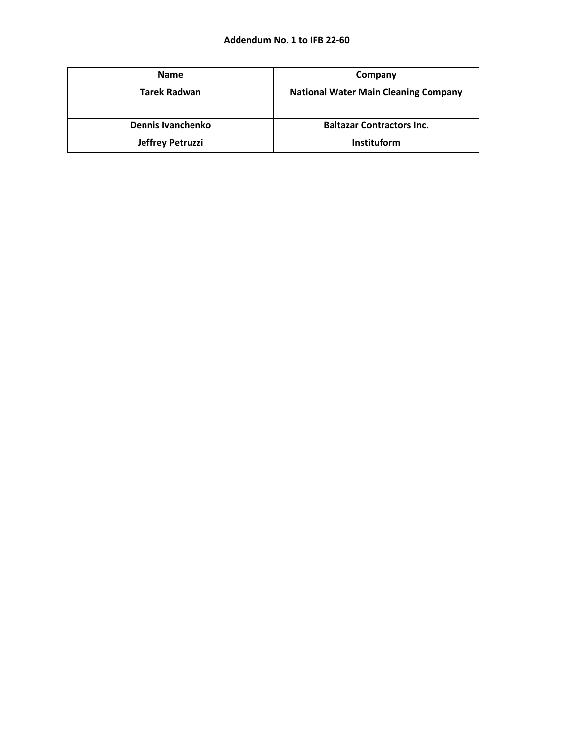**Addendum No. 1 to IFB 22-60**

| Name | Company |
| --- | --- |
| Tarek Radwan | National Water Main Cleaning Company |
| Dennis Ivanchenko | Baltazar Contractors Inc. |
| Jeffrey Petruzzi | Instituform |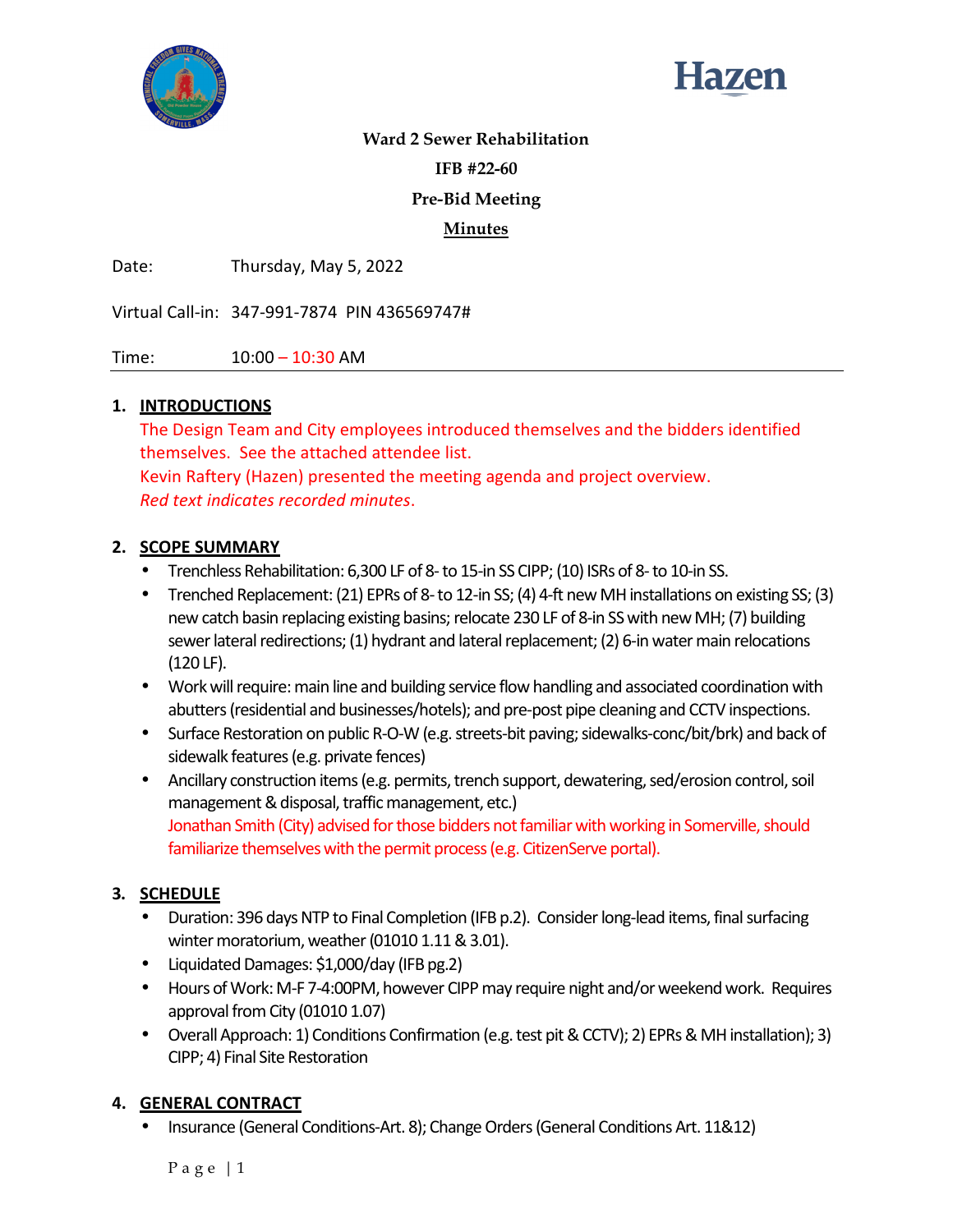**Ward 2 Sewer Rehabilitation**

**IFB #22-60**

**Pre-Bid Meeting**

**Minutes**

Date: Thursday, May 5, 2022

Virtual Call-in: 347-991-7874 PIN 436569747#

Time: 10:00 – 10:30 AM

## 1. INTRODUCTIONS

The Design Team and City employees introduced themselves and the bidders identified themselves. See the attached attendee list.

Kevin Raftery (Hazen) presented the meeting agenda and project overview.

*Red text indicates recorded minutes*.

## 2. SCOPE SUMMARY

- Trenchless Rehabilitation: 6,300 LF of 8- to 15-in SS CIPP; (10) ISRs of 8- to 10-in SS.
- Trenched Replacement: (21) EPRs of 8- to 12-in SS; (4) 4-ft new MH installations on existing SS; (3) new catch basin replacing existing basins; relocate 230 LF of 8-in SS with new MH; (7) building sewer lateral redirections; (1) hydrant and lateral replacement; (2) 6-in water main relocations (120 LF).
- Work will require: main line and building service flow handling and associated coordination with abutters (residential and businesses/hotels); and pre-post pipe cleaning and CCTV inspections.
- Surface Restoration on public R-O-W (e.g. streets-bit paving; sidewalks-conc/bit/brk) and back of sidewalk features (e.g. private fences)
- Ancillary construction items (e.g. permits, trench support, dewatering, sed/erosion control, soil management & disposal, traffic management, etc.)

  Jonathan Smith (City) advised for those bidders not familiar with working in Somerville, should familiarize themselves with the permit process (e.g. CitizenServe portal).

## 3. SCHEDULE

- Duration: 396 days NTP to Final Completion (IFB p.2). Consider long-lead items, final surfacing winter moratorium, weather (01010 1.11 & 3.01).
- Liquidated Damages: $1,000/day (IFB pg.2)
- Hours of Work: M-F 7-4:00PM, however CIPP may require night and/or weekend work. Requires approval from City (01010 1.07)
- Overall Approach: 1) Conditions Confirmation (e.g. test pit & CCTV); 2) EPRs & MH installation); 3) CIPP; 4) Final Site Restoration

## 4. GENERAL CONTRACT

- Insurance (General Conditions-Art. 8); Change Orders (General Conditions Art. 11&12)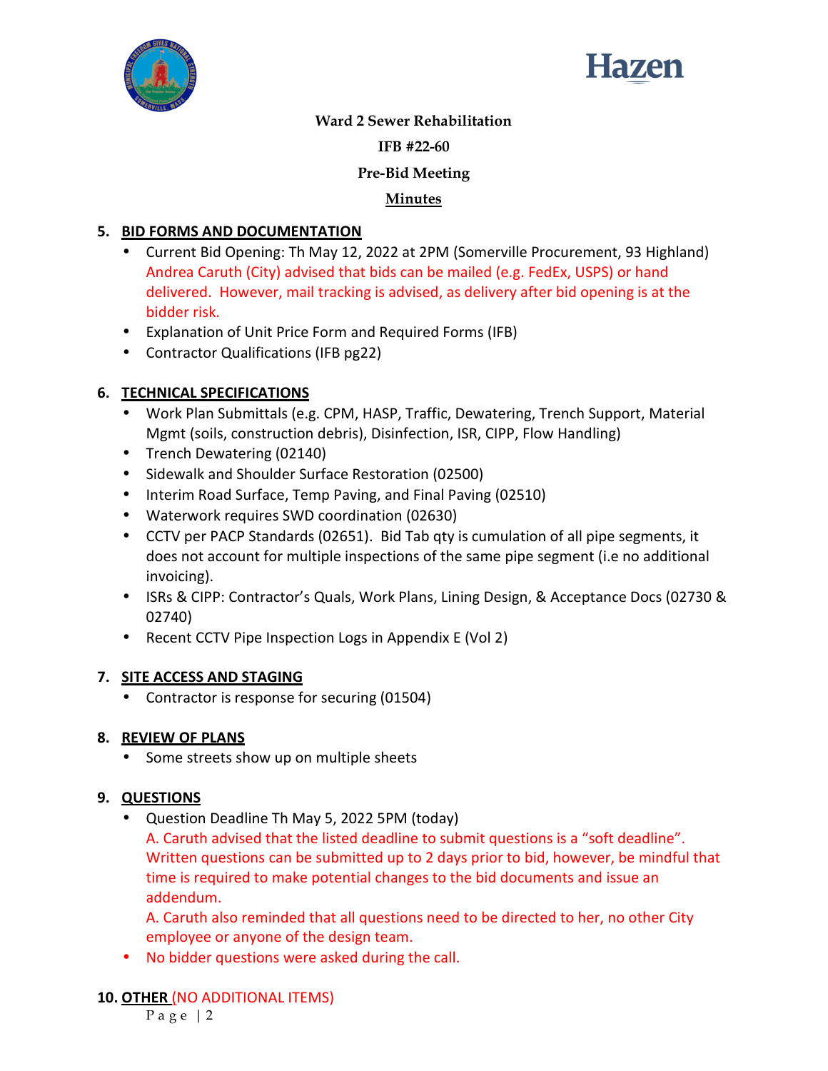**Ward 2 Sewer Rehabilitation**

**IFB #22-60**

**Pre-Bid Meeting**

**Minutes**

5. **BID FORMS AND DOCUMENTATION**
   - Current Bid Opening: Th May 12, 2022 at 2PM (Somerville Procurement, 93 Highland) Andrea Caruth (City) advised that bids can be mailed (e.g. FedEx, USPS) or hand delivered. However, mail tracking is advised, as delivery after bid opening is at the bidder risk.
   - Explanation of Unit Price Form and Required Forms (IFB)
   - Contractor Qualifications (IFB pg22)

6. **TECHNICAL SPECIFICATIONS**
   - Work Plan Submittals (e.g. CPM, HASP, Traffic, Dewatering, Trench Support, Material Mgmt (soils, construction debris), Disinfection, ISR, CIPP, Flow Handling)
   - Trench Dewatering (02140)
   - Sidewalk and Shoulder Surface Restoration (02500)
   - Interim Road Surface, Temp Paving, and Final Paving (02510)
   - Waterwork requires SWD coordination (02630)
   - CCTV per PACP Standards (02651). Bid Tab qty is cumulation of all pipe segments, it does not account for multiple inspections of the same pipe segment (i.e no additional invoicing).
   - ISRs & CIPP: Contractor's Quals, Work Plans, Lining Design, & Acceptance Docs (02730 & 02740)
   - Recent CCTV Pipe Inspection Logs in Appendix E (Vol 2)

7. **SITE ACCESS AND STAGING**
   - Contractor is response for securing (01504)

8. **REVIEW OF PLANS**
   - Some streets show up on multiple sheets

9. **QUESTIONS**
   - Question Deadline Th May 5, 2022 5PM (today)
     A. Caruth advised that the listed deadline to submit questions is a "soft deadline". Written questions can be submitted up to 2 days prior to bid, however, be mindful that time is required to make potential changes to the bid documents and issue an addendum.
     A. Caruth also reminded that all questions need to be directed to her, no other City employee or anyone of the design team.
   - No bidder questions were asked during the call.

10. **OTHER** (NO ADDITIONAL ITEMS)